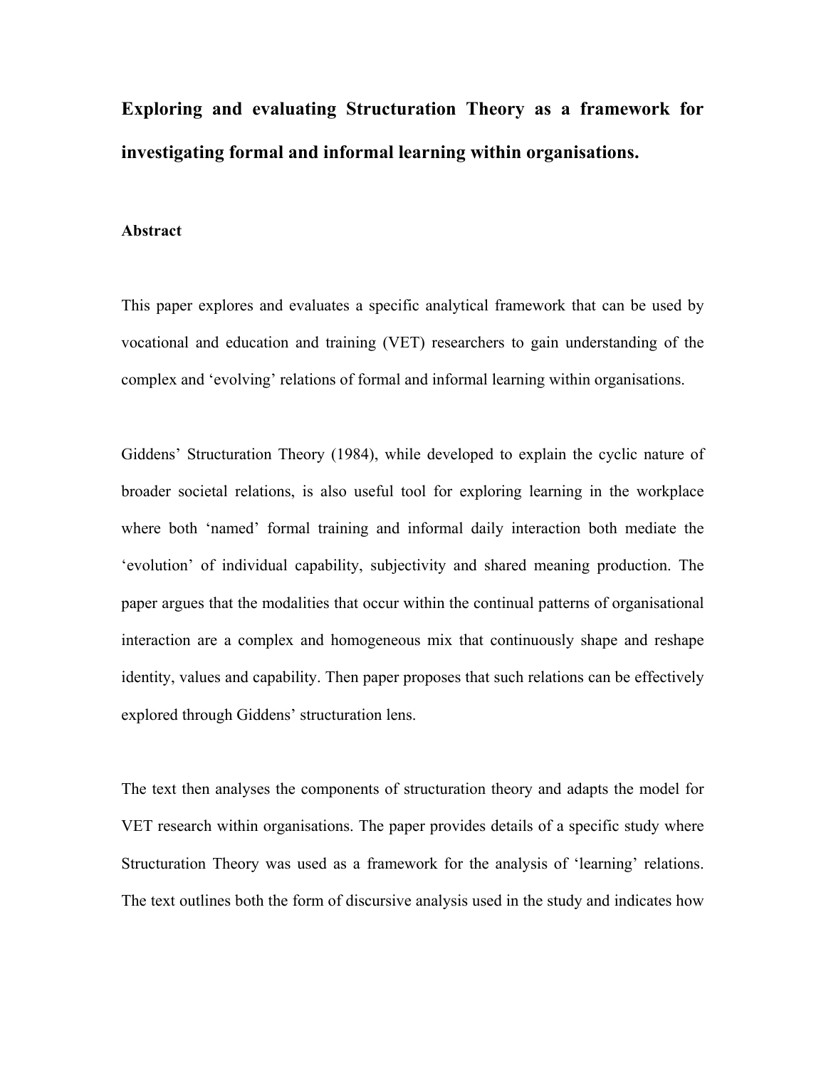# Exploring and evaluating Structuration Theory as a framework for investigating formal and informal learning within organisations.

## Abstract

This paper explores and evaluates a specific analytical framework that can be used by vocational and education and training (VET) researchers to gain understanding of the complex and 'evolving' relations of formal and informal learning within organisations.

Giddens' Structuration Theory (1984), while developed to explain the cyclic nature of broader societal relations, is also useful tool for exploring learning in the workplace where both 'named' formal training and informal daily interaction both mediate the 'evolution' of individual capability, subjectivity and shared meaning production. The paper argues that the modalities that occur within the continual patterns of organisational interaction are a complex and homogeneous mix that continuously shape and reshape identity, values and capability. Then paper proposes that such relations can be effectively explored through Giddens' structuration lens.

The text then analyses the components of structuration theory and adapts the model for VET research within organisations. The paper provides details of a specific study where Structuration Theory was used as a framework for the analysis of 'learning' relations. The text outlines both the form of discursive analysis used in the study and indicates how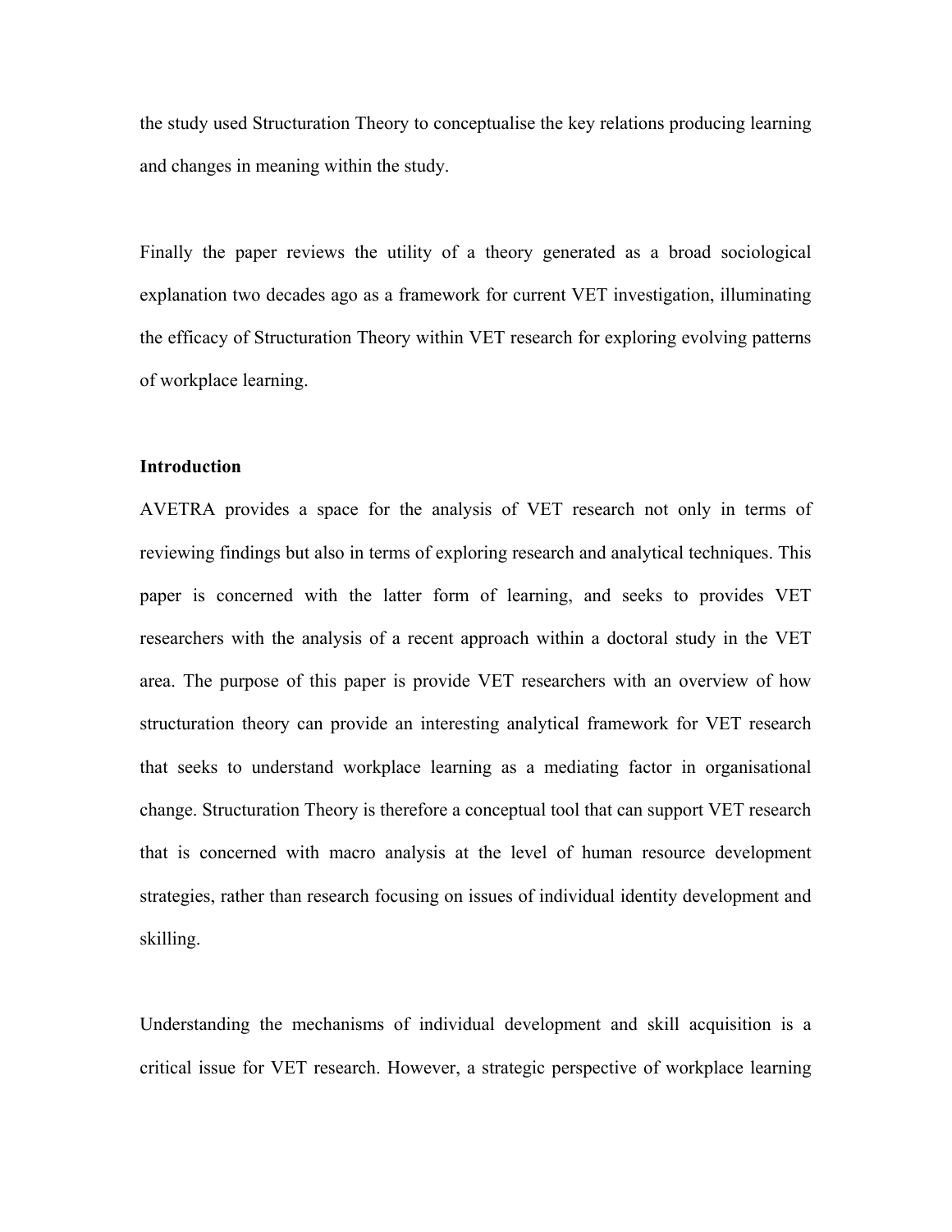the study used Structuration Theory to conceptualise the key relations producing learning and changes in meaning within the study.

Finally the paper reviews the utility of a theory generated as a broad sociological explanation two decades ago as a framework for current VET investigation, illuminating the efficacy of Structuration Theory within VET research for exploring evolving patterns of workplace learning.

**Introduction**

AVETRA provides a space for the analysis of VET research not only in terms of reviewing findings but also in terms of exploring research and analytical techniques. This paper is concerned with the latter form of learning, and seeks to provides VET researchers with the analysis of a recent approach within a doctoral study in the VET area. The purpose of this paper is provide VET researchers with an overview of how structuration theory can provide an interesting analytical framework for VET research that seeks to understand workplace learning as a mediating factor in organisational change. Structuration Theory is therefore a conceptual tool that can support VET research that is concerned with macro analysis at the level of human resource development strategies, rather than research focusing on issues of individual identity development and skilling.

Understanding the mechanisms of individual development and skill acquisition is a critical issue for VET research. However, a strategic perspective of workplace learning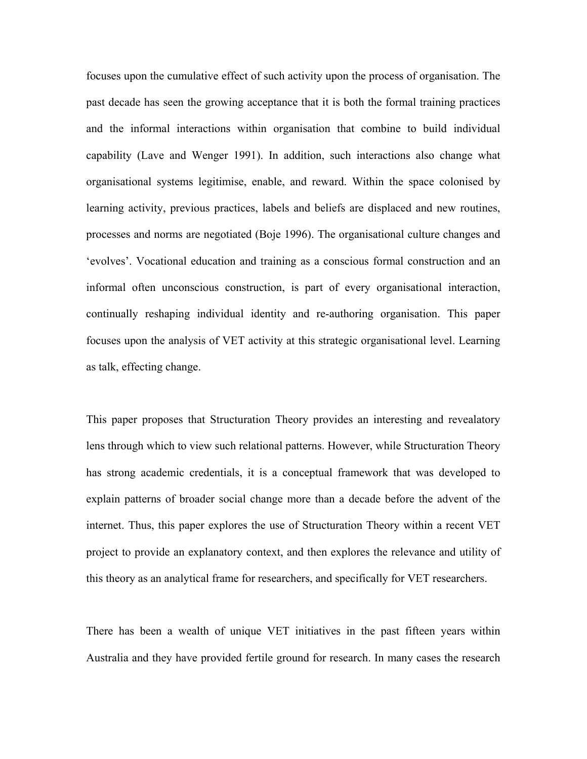focuses upon the cumulative effect of such activity upon the process of organisation. The past decade has seen the growing acceptance that it is both the formal training practices and the informal interactions within organisation that combine to build individual capability (Lave and Wenger 1991). In addition, such interactions also change what organisational systems legitimise, enable, and reward. Within the space colonised by learning activity, previous practices, labels and beliefs are displaced and new routines, processes and norms are negotiated (Boje 1996). The organisational culture changes and 'evolves'. Vocational education and training as a conscious formal construction and an informal often unconscious construction, is part of every organisational interaction, continually reshaping individual identity and re-authoring organisation. This paper focuses upon the analysis of VET activity at this strategic organisational level. Learning as talk, effecting change.

This paper proposes that Structuration Theory provides an interesting and revealatory lens through which to view such relational patterns. However, while Structuration Theory has strong academic credentials, it is a conceptual framework that was developed to explain patterns of broader social change more than a decade before the advent of the internet. Thus, this paper explores the use of Structuration Theory within a recent VET project to provide an explanatory context, and then explores the relevance and utility of this theory as an analytical frame for researchers, and specifically for VET researchers.

There has been a wealth of unique VET initiatives in the past fifteen years within Australia and they have provided fertile ground for research. In many cases the research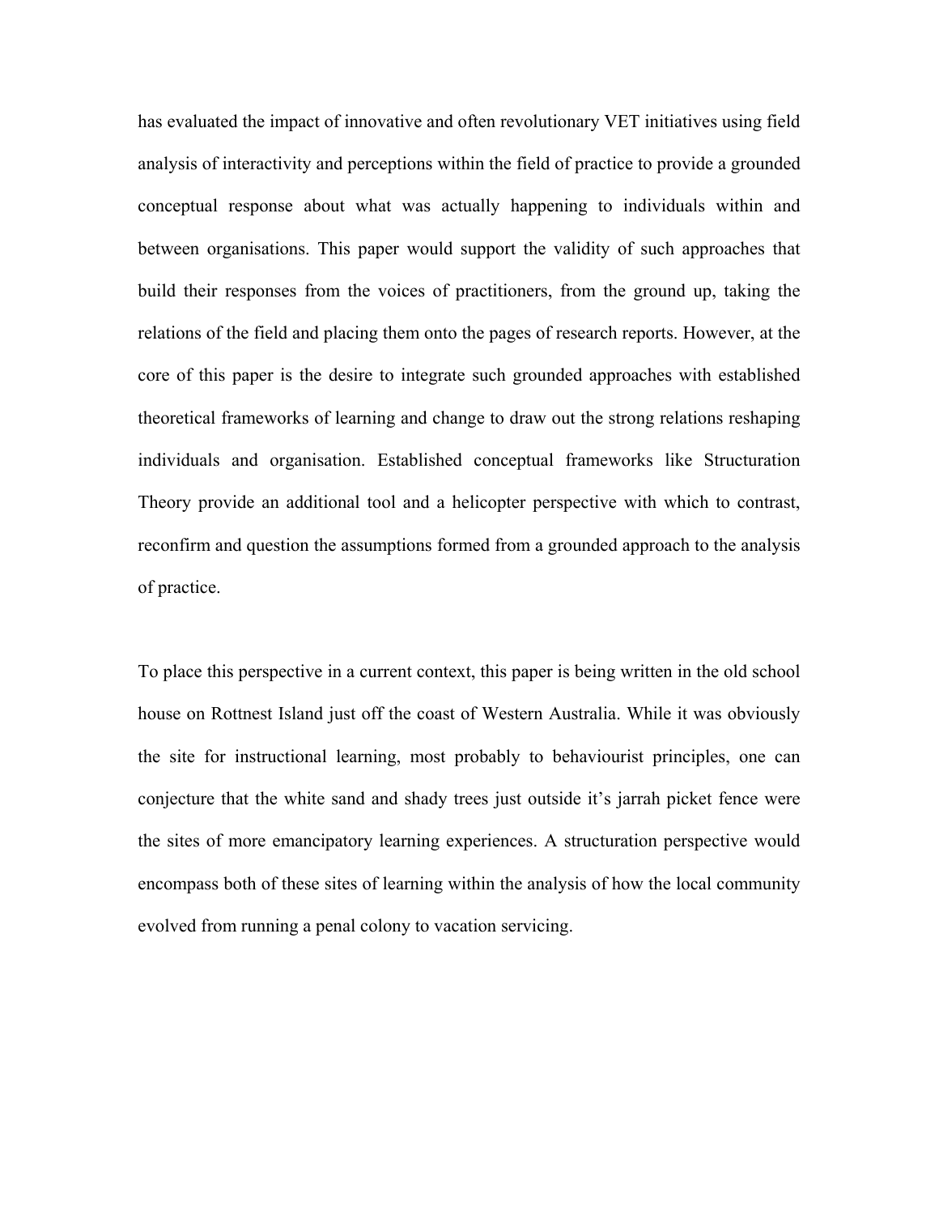has evaluated the impact of innovative and often revolutionary VET initiatives using field analysis of interactivity and perceptions within the field of practice to provide a grounded conceptual response about what was actually happening to individuals within and between organisations. This paper would support the validity of such approaches that build their responses from the voices of practitioners, from the ground up, taking the relations of the field and placing them onto the pages of research reports. However, at the core of this paper is the desire to integrate such grounded approaches with established theoretical frameworks of learning and change to draw out the strong relations reshaping individuals and organisation. Established conceptual frameworks like Structuration Theory provide an additional tool and a helicopter perspective with which to contrast, reconfirm and question the assumptions formed from a grounded approach to the analysis of practice.

To place this perspective in a current context, this paper is being written in the old school house on Rottnest Island just off the coast of Western Australia. While it was obviously the site for instructional learning, most probably to behaviourist principles, one can conjecture that the white sand and shady trees just outside it's jarrah picket fence were the sites of more emancipatory learning experiences. A structuration perspective would encompass both of these sites of learning within the analysis of how the local community evolved from running a penal colony to vacation servicing.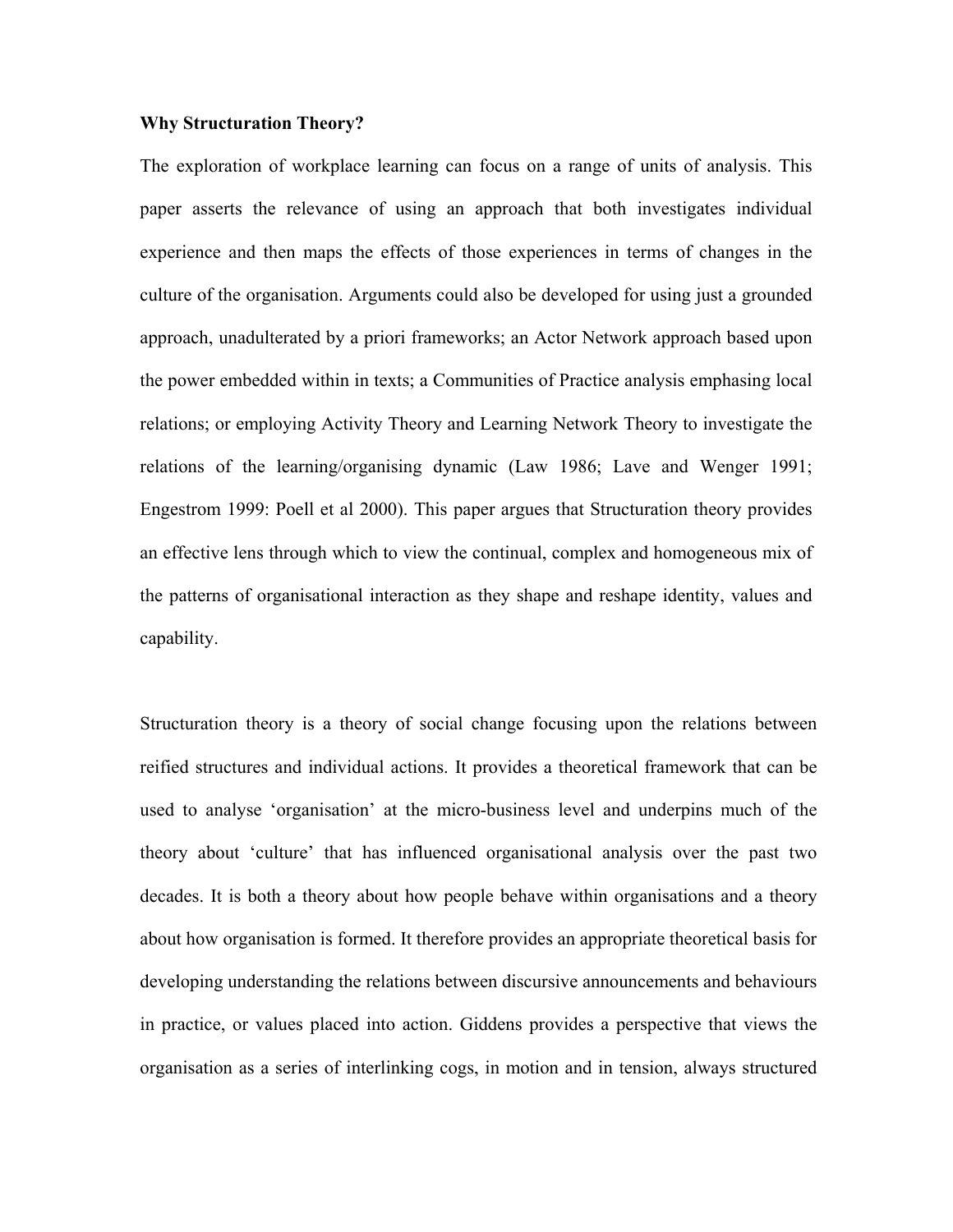**Why Structuration Theory?**

The exploration of workplace learning can focus on a range of units of analysis. This paper asserts the relevance of using an approach that both investigates individual experience and then maps the effects of those experiences in terms of changes in the culture of the organisation. Arguments could also be developed for using just a grounded approach, unadulterated by a priori frameworks; an Actor Network approach based upon the power embedded within in texts; a Communities of Practice analysis emphasing local relations; or employing Activity Theory and Learning Network Theory to investigate the relations of the learning/organising dynamic (Law 1986; Lave and Wenger 1991; Engestrom 1999: Poell et al 2000). This paper argues that Structuration theory provides an effective lens through which to view the continual, complex and homogeneous mix of the patterns of organisational interaction as they shape and reshape identity, values and capability.

Structuration theory is a theory of social change focusing upon the relations between reified structures and individual actions. It provides a theoretical framework that can be used to analyse 'organisation' at the micro-business level and underpins much of the theory about 'culture' that has influenced organisational analysis over the past two decades. It is both a theory about how people behave within organisations and a theory about how organisation is formed. It therefore provides an appropriate theoretical basis for developing understanding the relations between discursive announcements and behaviours in practice, or values placed into action. Giddens provides a perspective that views the organisation as a series of interlinking cogs, in motion and in tension, always structured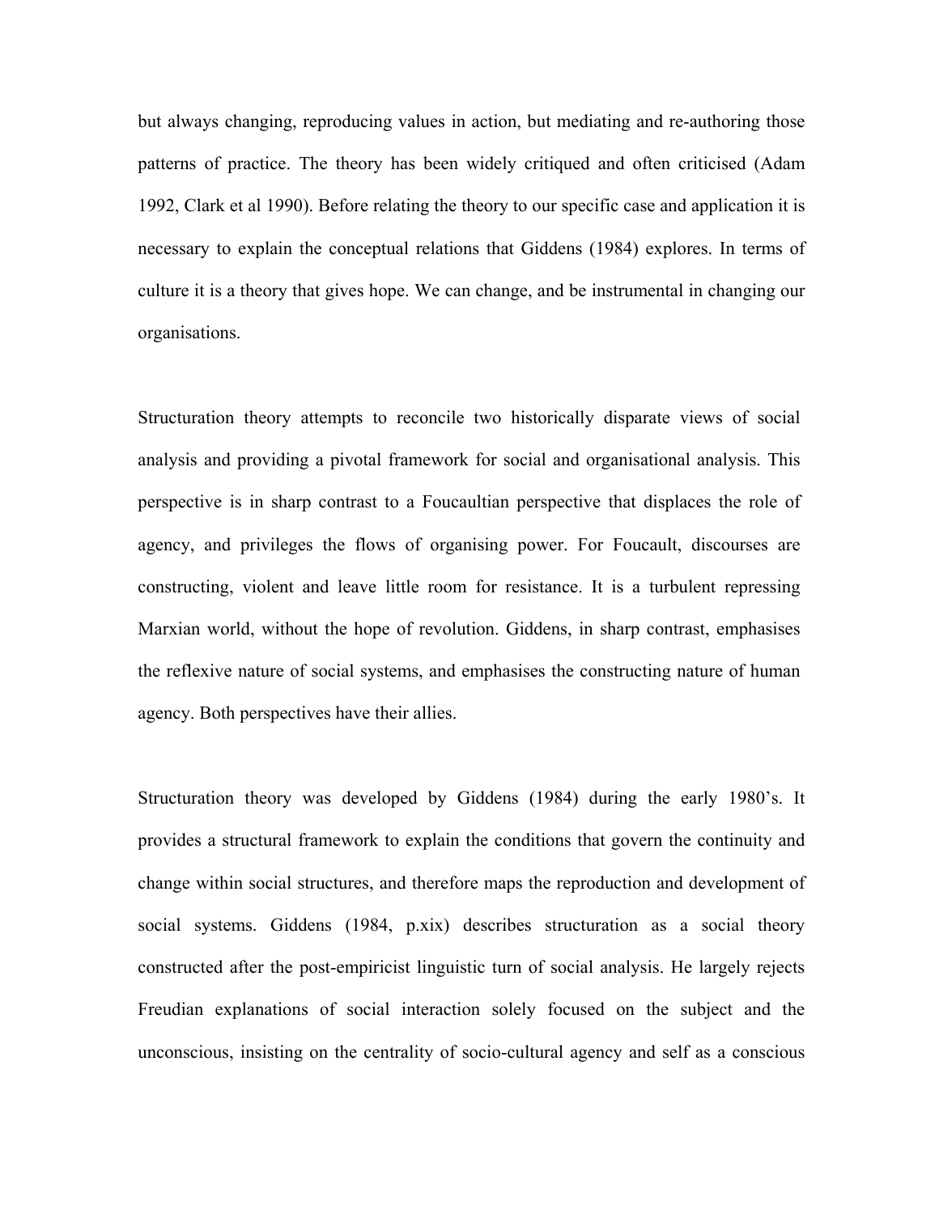but always changing, reproducing values in action, but mediating and re-authoring those patterns of practice. The theory has been widely critiqued and often criticised (Adam 1992, Clark et al 1990). Before relating the theory to our specific case and application it is necessary to explain the conceptual relations that Giddens (1984) explores. In terms of culture it is a theory that gives hope. We can change, and be instrumental in changing our organisations.

Structuration theory attempts to reconcile two historically disparate views of social analysis and providing a pivotal framework for social and organisational analysis. This perspective is in sharp contrast to a Foucaultian perspective that displaces the role of agency, and privileges the flows of organising power. For Foucault, discourses are constructing, violent and leave little room for resistance. It is a turbulent repressing Marxian world, without the hope of revolution. Giddens, in sharp contrast, emphasises the reflexive nature of social systems, and emphasises the constructing nature of human agency. Both perspectives have their allies.

Structuration theory was developed by Giddens (1984) during the early 1980's. It provides a structural framework to explain the conditions that govern the continuity and change within social structures, and therefore maps the reproduction and development of social systems. Giddens (1984, p.xix) describes structuration as a social theory constructed after the post-empiricist linguistic turn of social analysis. He largely rejects Freudian explanations of social interaction solely focused on the subject and the unconscious, insisting on the centrality of socio-cultural agency and self as a conscious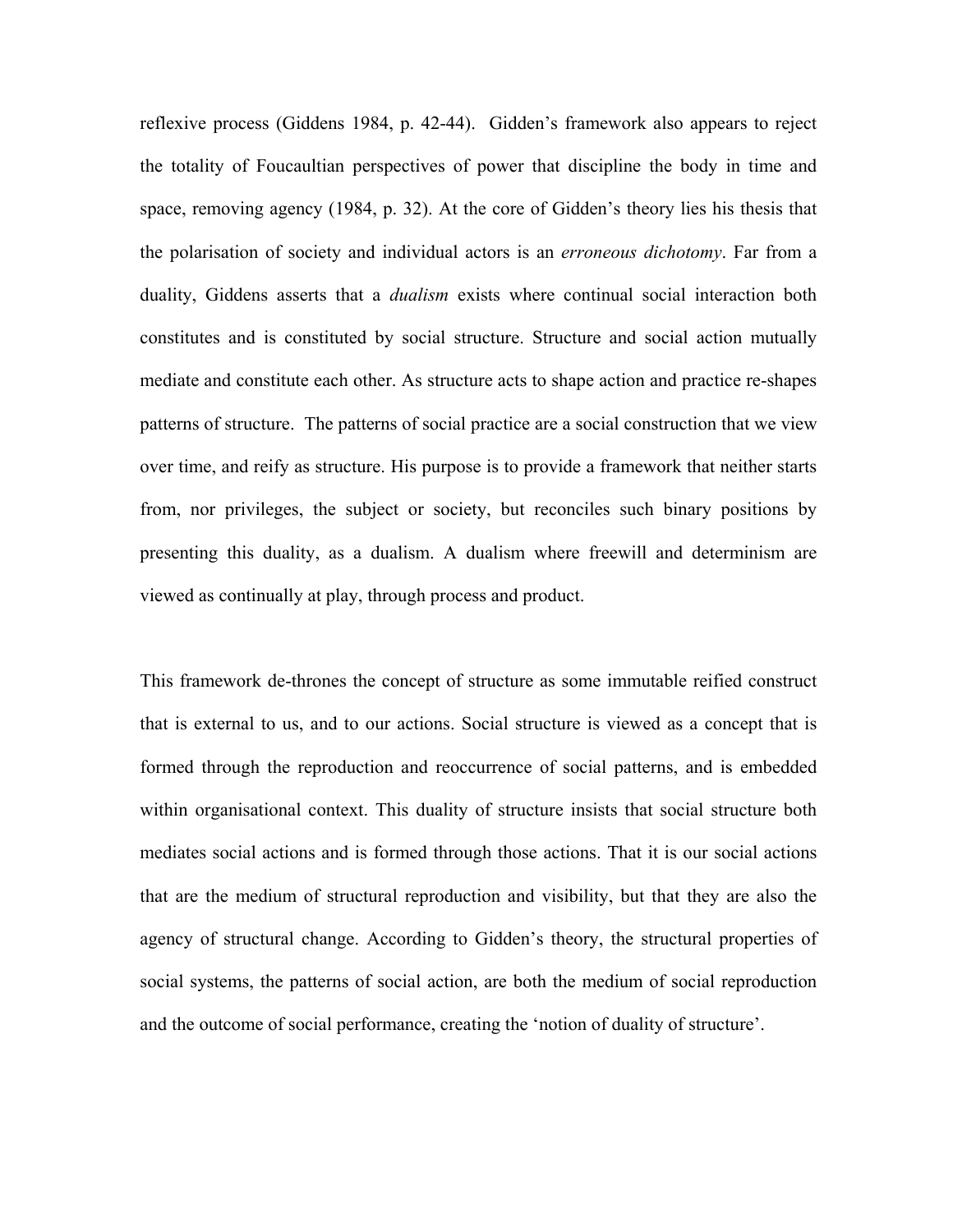reflexive process (Giddens 1984, p. 42-44). Gidden's framework also appears to reject the totality of Foucaultian perspectives of power that discipline the body in time and space, removing agency (1984, p. 32). At the core of Gidden's theory lies his thesis that the polarisation of society and individual actors is an *erroneous dichotomy*. Far from a duality, Giddens asserts that a *dualism* exists where continual social interaction both constitutes and is constituted by social structure. Structure and social action mutually mediate and constitute each other. As structure acts to shape action and practice re-shapes patterns of structure. The patterns of social practice are a social construction that we view over time, and reify as structure. His purpose is to provide a framework that neither starts from, nor privileges, the subject or society, but reconciles such binary positions by presenting this duality, as a dualism. A dualism where freewill and determinism are viewed as continually at play, through process and product.

This framework de-thrones the concept of structure as some immutable reified construct that is external to us, and to our actions. Social structure is viewed as a concept that is formed through the reproduction and reoccurrence of social patterns, and is embedded within organisational context. This duality of structure insists that social structure both mediates social actions and is formed through those actions. That it is our social actions that are the medium of structural reproduction and visibility, but that they are also the agency of structural change. According to Gidden's theory, the structural properties of social systems, the patterns of social action, are both the medium of social reproduction and the outcome of social performance, creating the 'notion of duality of structure'.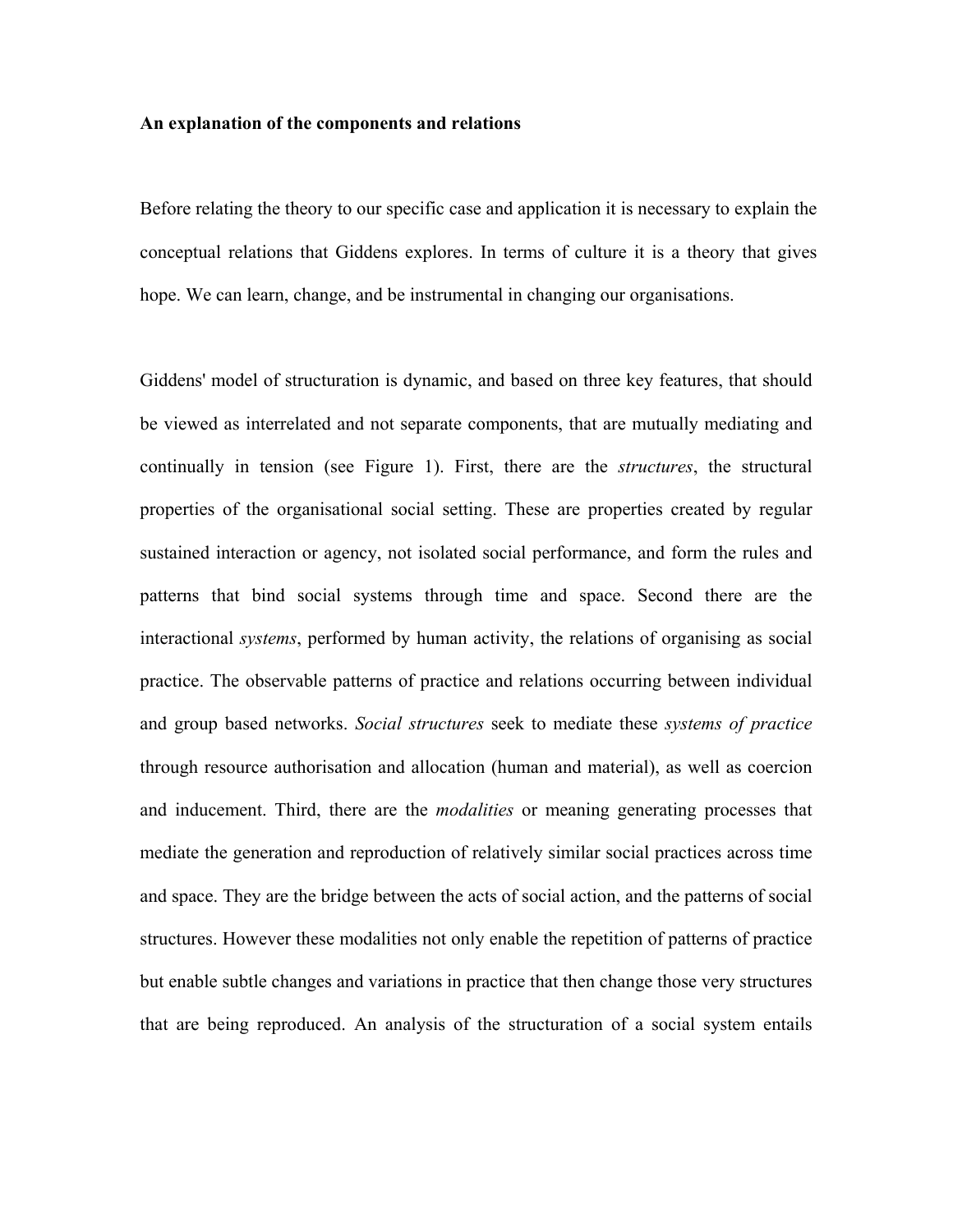**An explanation of the components and relations**

Before relating the theory to our specific case and application it is necessary to explain the conceptual relations that Giddens explores. In terms of culture it is a theory that gives hope. We can learn, change, and be instrumental in changing our organisations.

Giddens' model of structuration is dynamic, and based on three key features, that should be viewed as interrelated and not separate components, that are mutually mediating and continually in tension (see Figure 1). First, there are the *structures*, the structural properties of the organisational social setting. These are properties created by regular sustained interaction or agency, not isolated social performance, and form the rules and patterns that bind social systems through time and space. Second there are the interactional *systems*, performed by human activity, the relations of organising as social practice. The observable patterns of practice and relations occurring between individual and group based networks. *Social structures* seek to mediate these *systems of practice* through resource authorisation and allocation (human and material), as well as coercion and inducement. Third, there are the *modalities* or meaning generating processes that mediate the generation and reproduction of relatively similar social practices across time and space. They are the bridge between the acts of social action, and the patterns of social structures. However these modalities not only enable the repetition of patterns of practice but enable subtle changes and variations in practice that then change those very structures that are being reproduced. An analysis of the structuration of a social system entails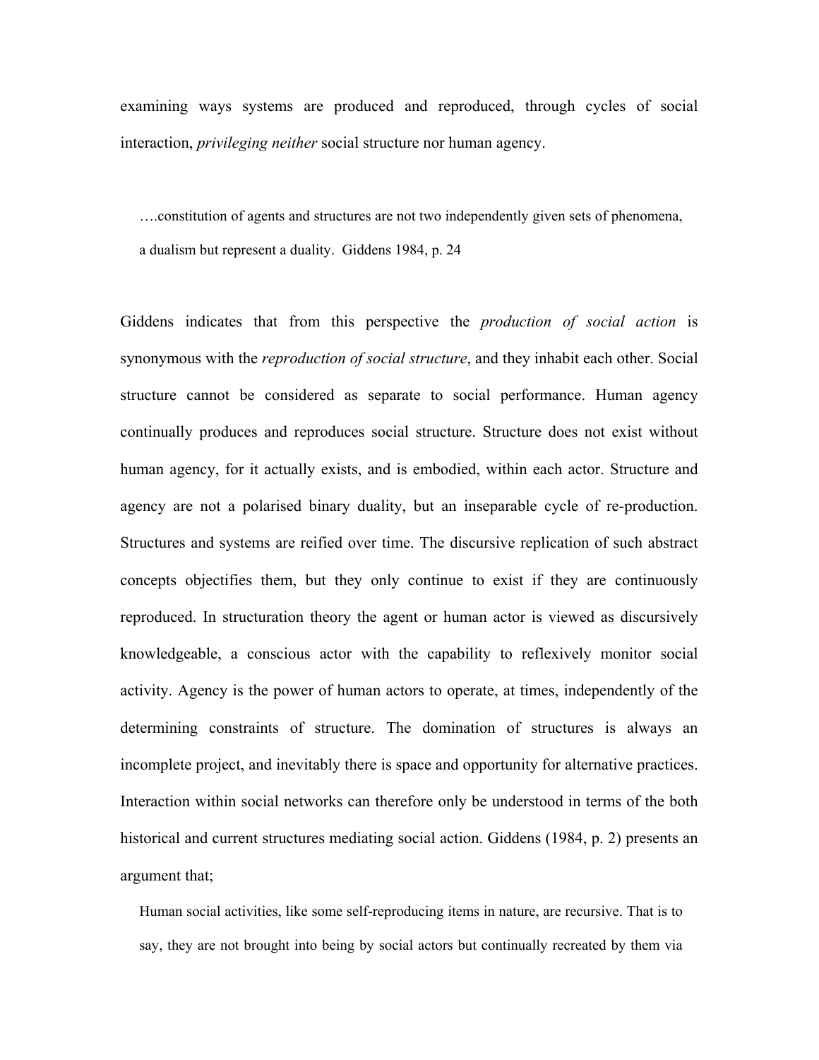examining ways systems are produced and reproduced, through cycles of social interaction, *privileging neither* social structure nor human agency.

> ….constitution of agents and structures are not two independently given sets of phenomena, a dualism but represent a duality. Giddens 1984, p. 24

Giddens indicates that from this perspective the *production of social action* is synonymous with the *reproduction of social structure*, and they inhabit each other. Social structure cannot be considered as separate to social performance. Human agency continually produces and reproduces social structure. Structure does not exist without human agency, for it actually exists, and is embodied, within each actor. Structure and agency are not a polarised binary duality, but an inseparable cycle of re-production. Structures and systems are reified over time. The discursive replication of such abstract concepts objectifies them, but they only continue to exist if they are continuously reproduced. In structuration theory the agent or human actor is viewed as discursively knowledgeable, a conscious actor with the capability to reflexively monitor social activity. Agency is the power of human actors to operate, at times, independently of the determining constraints of structure. The domination of structures is always an incomplete project, and inevitably there is space and opportunity for alternative practices. Interaction within social networks can therefore only be understood in terms of the both historical and current structures mediating social action. Giddens (1984, p. 2) presents an argument that;

> Human social activities, like some self-reproducing items in nature, are recursive. That is to say, they are not brought into being by social actors but continually recreated by them via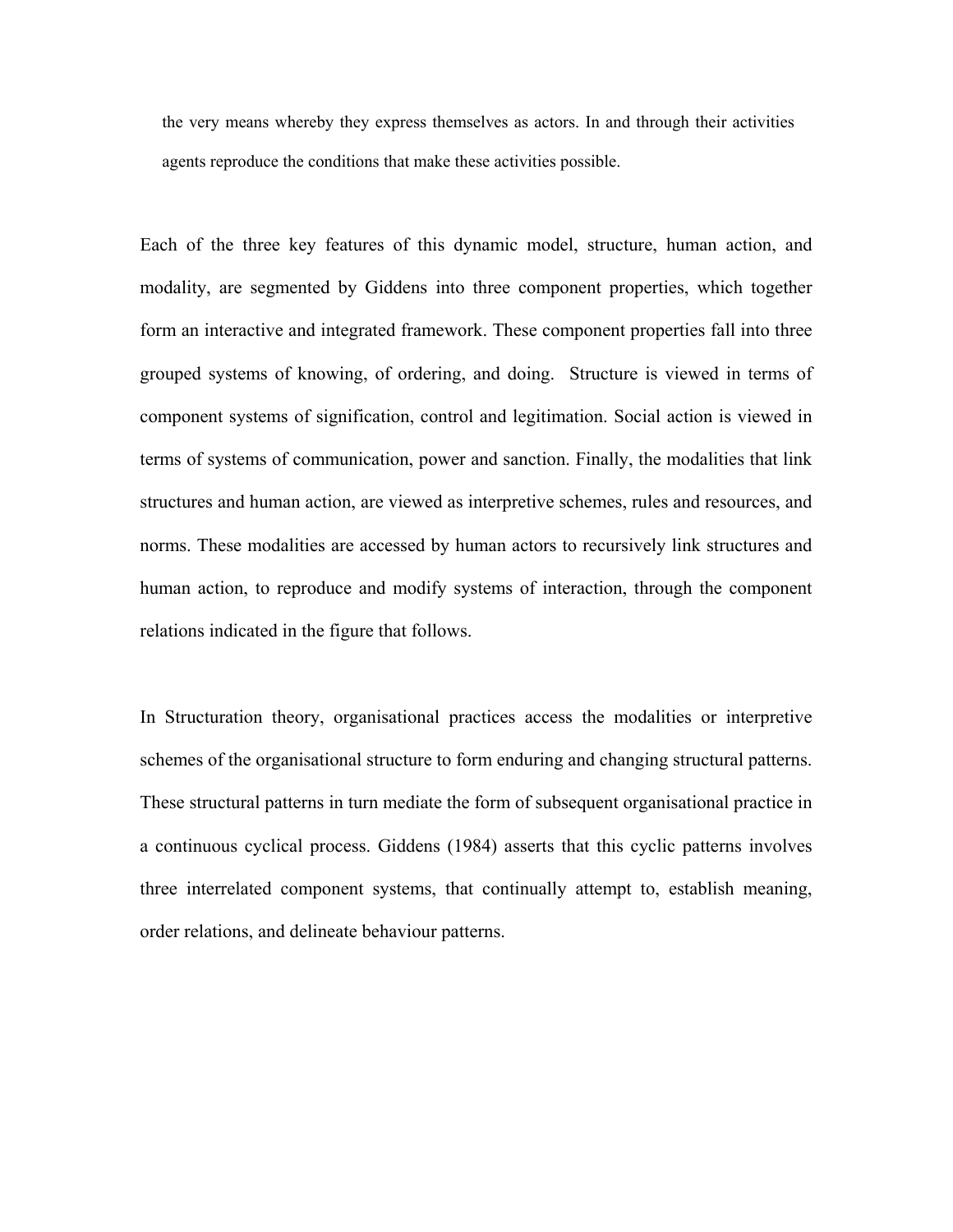> the very means whereby they express themselves as actors. In and through their activities agents reproduce the conditions that make these activities possible.

Each of the three key features of this dynamic model, structure, human action, and modality, are segmented by Giddens into three component properties, which together form an interactive and integrated framework. These component properties fall into three grouped systems of knowing, of ordering, and doing. Structure is viewed in terms of component systems of signification, control and legitimation. Social action is viewed in terms of systems of communication, power and sanction. Finally, the modalities that link structures and human action, are viewed as interpretive schemes, rules and resources, and norms. These modalities are accessed by human actors to recursively link structures and human action, to reproduce and modify systems of interaction, through the component relations indicated in the figure that follows.

In Structuration theory, organisational practices access the modalities or interpretive schemes of the organisational structure to form enduring and changing structural patterns. These structural patterns in turn mediate the form of subsequent organisational practice in a continuous cyclical process. Giddens (1984) asserts that this cyclic patterns involves three interrelated component systems, that continually attempt to, establish meaning, order relations, and delineate behaviour patterns.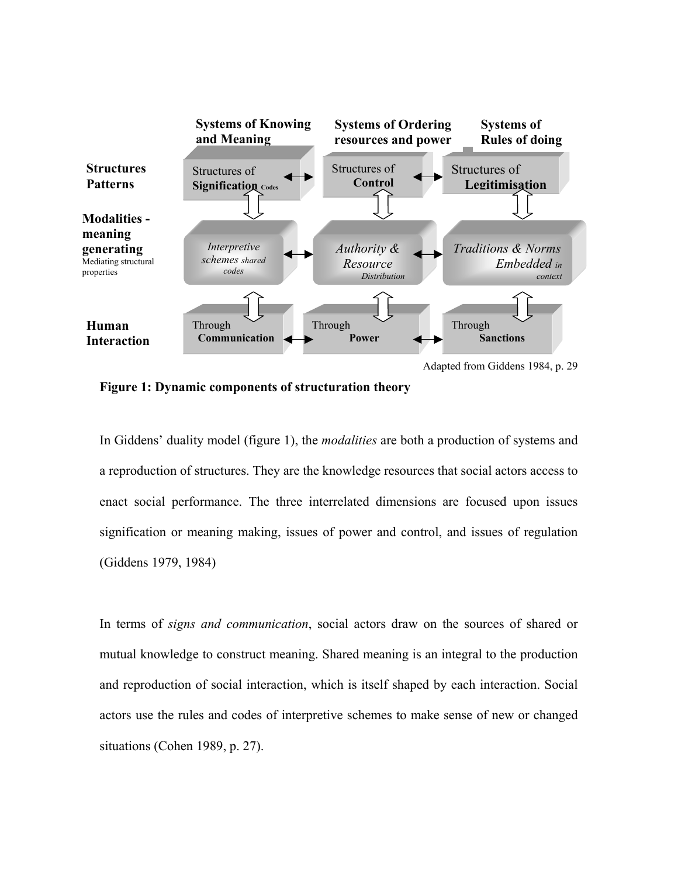| | Systems of Knowing and Meaning | Systems of Ordering resources and power | Systems of Rules of doing |
|---|---|---|---|
| **Structures Patterns** | Structures of **Signification** Codes | Structures of **Control** | Structures of **Legitimisation** |
| **Modalities - meaning generating** Mediating structural properties | *Interpretive schemes* shared codes | *Authority & Resource* Distribution | *Traditions & Norms Embedded* in context |
| **Human Interaction** | Through **Communication** | Through **Power** | Through **Sanctions** |

Adapted from Giddens 1984, p. 29

**Figure 1: Dynamic components of structuration theory**

In Giddens' duality model (figure 1), the *modalities* are both a production of systems and a reproduction of structures. They are the knowledge resources that social actors access to enact social performance. The three interrelated dimensions are focused upon issues signification or meaning making, issues of power and control, and issues of regulation (Giddens 1979, 1984)

In terms of *signs and communication*, social actors draw on the sources of shared or mutual knowledge to construct meaning. Shared meaning is an integral to the production and reproduction of social interaction, which is itself shaped by each interaction. Social actors use the rules and codes of interpretive schemes to make sense of new or changed situations (Cohen 1989, p. 27).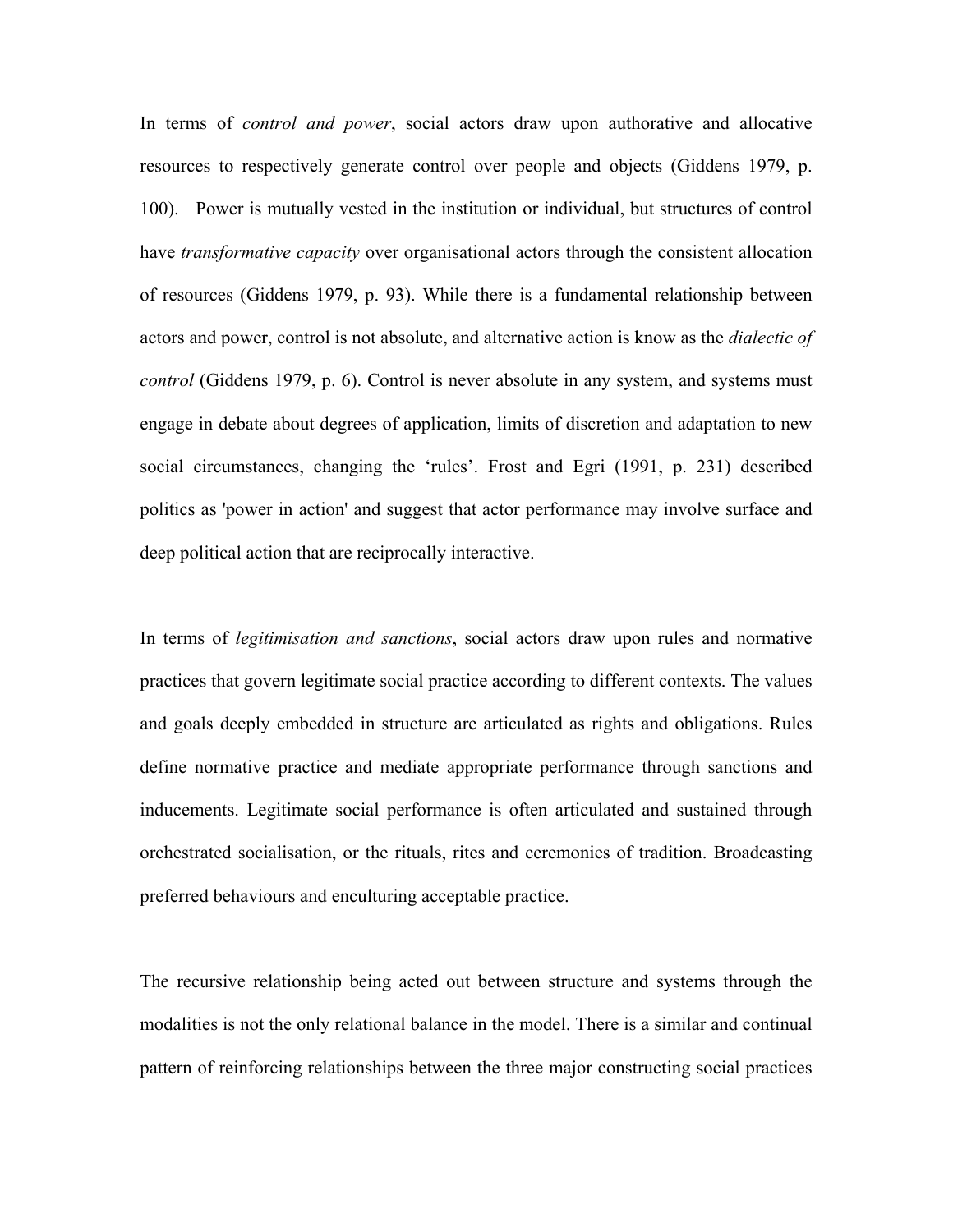In terms of *control and power*, social actors draw upon authorative and allocative resources to respectively generate control over people and objects (Giddens 1979, p. 100). Power is mutually vested in the institution or individual, but structures of control have *transformative capacity* over organisational actors through the consistent allocation of resources (Giddens 1979, p. 93). While there is a fundamental relationship between actors and power, control is not absolute, and alternative action is know as the *dialectic of control* (Giddens 1979, p. 6). Control is never absolute in any system, and systems must engage in debate about degrees of application, limits of discretion and adaptation to new social circumstances, changing the 'rules'. Frost and Egri (1991, p. 231) described politics as 'power in action' and suggest that actor performance may involve surface and deep political action that are reciprocally interactive.

In terms of *legitimisation and sanctions*, social actors draw upon rules and normative practices that govern legitimate social practice according to different contexts. The values and goals deeply embedded in structure are articulated as rights and obligations. Rules define normative practice and mediate appropriate performance through sanctions and inducements. Legitimate social performance is often articulated and sustained through orchestrated socialisation, or the rituals, rites and ceremonies of tradition. Broadcasting preferred behaviours and enculturing acceptable practice.

The recursive relationship being acted out between structure and systems through the modalities is not the only relational balance in the model. There is a similar and continual pattern of reinforcing relationships between the three major constructing social practices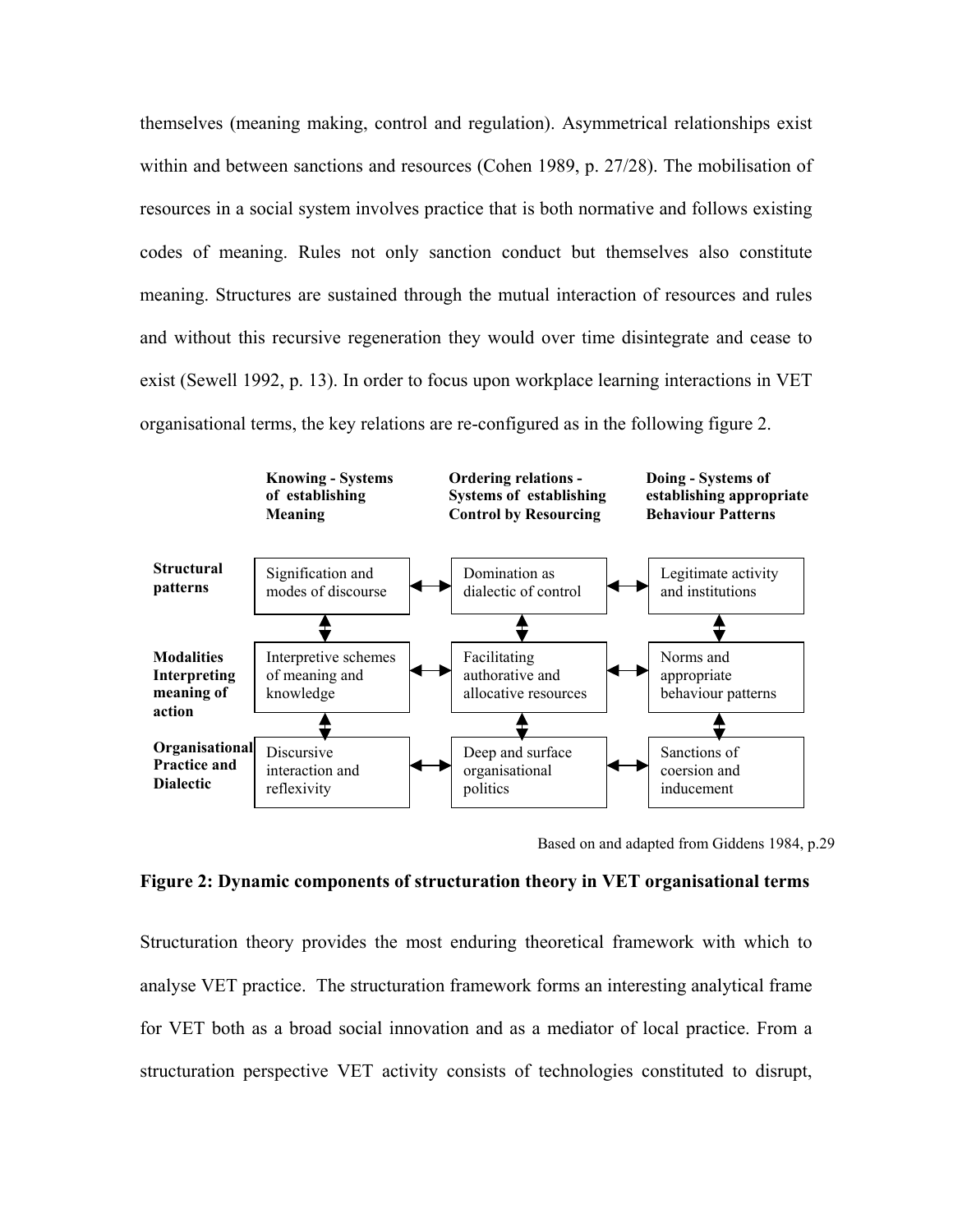themselves (meaning making, control and regulation). Asymmetrical relationships exist within and between sanctions and resources (Cohen 1989, p. 27/28). The mobilisation of resources in a social system involves practice that is both normative and follows existing codes of meaning. Rules not only sanction conduct but themselves also constitute meaning. Structures are sustained through the mutual interaction of resources and rules and without this recursive regeneration they would over time disintegrate and cease to exist (Sewell 1992, p. 13). In order to focus upon workplace learning interactions in VET organisational terms, the key relations are re-configured as in the following figure 2.

| | **Knowing - Systems of establishing Meaning** | **Ordering relations - Systems of establishing Control by Resourcing** | **Doing - Systems of establishing appropriate Behaviour Patterns** |
|---|---|---|---|
| **Structural patterns** | Signification and modes of discourse | Domination as dialectic of control | Legitimate activity and institutions |
| **Modalities Interpreting meaning of action** | Interpretive schemes of meaning and knowledge | Facilitating authorative and allocative resources | Norms and appropriate behaviour patterns |
| **Organisational Practice and Dialectic** | Discursive interaction and reflexivity | Deep and surface organisational politics | Sanctions of coersion and inducement |

Based on and adapted from Giddens 1984, p.29

**Figure 2: Dynamic components of structuration theory in VET organisational terms**

Structuration theory provides the most enduring theoretical framework with which to analyse VET practice. The structuration framework forms an interesting analytical frame for VET both as a broad social innovation and as a mediator of local practice. From a structuration perspective VET activity consists of technologies constituted to disrupt,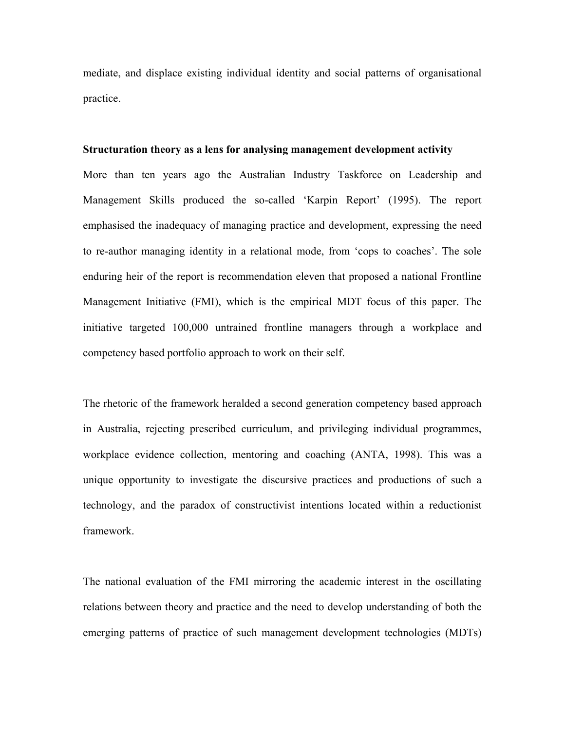mediate, and displace existing individual identity and social patterns of organisational practice.

**Structuration theory as a lens for analysing management development activity**

More than ten years ago the Australian Industry Taskforce on Leadership and Management Skills produced the so-called 'Karpin Report' (1995). The report emphasised the inadequacy of managing practice and development, expressing the need to re-author managing identity in a relational mode, from 'cops to coaches'. The sole enduring heir of the report is recommendation eleven that proposed a national Frontline Management Initiative (FMI), which is the empirical MDT focus of this paper. The initiative targeted 100,000 untrained frontline managers through a workplace and competency based portfolio approach to work on their self.

The rhetoric of the framework heralded a second generation competency based approach in Australia, rejecting prescribed curriculum, and privileging individual programmes, workplace evidence collection, mentoring and coaching (ANTA, 1998). This was a unique opportunity to investigate the discursive practices and productions of such a technology, and the paradox of constructivist intentions located within a reductionist framework.

The national evaluation of the FMI mirroring the academic interest in the oscillating relations between theory and practice and the need to develop understanding of both the emerging patterns of practice of such management development technologies (MDTs)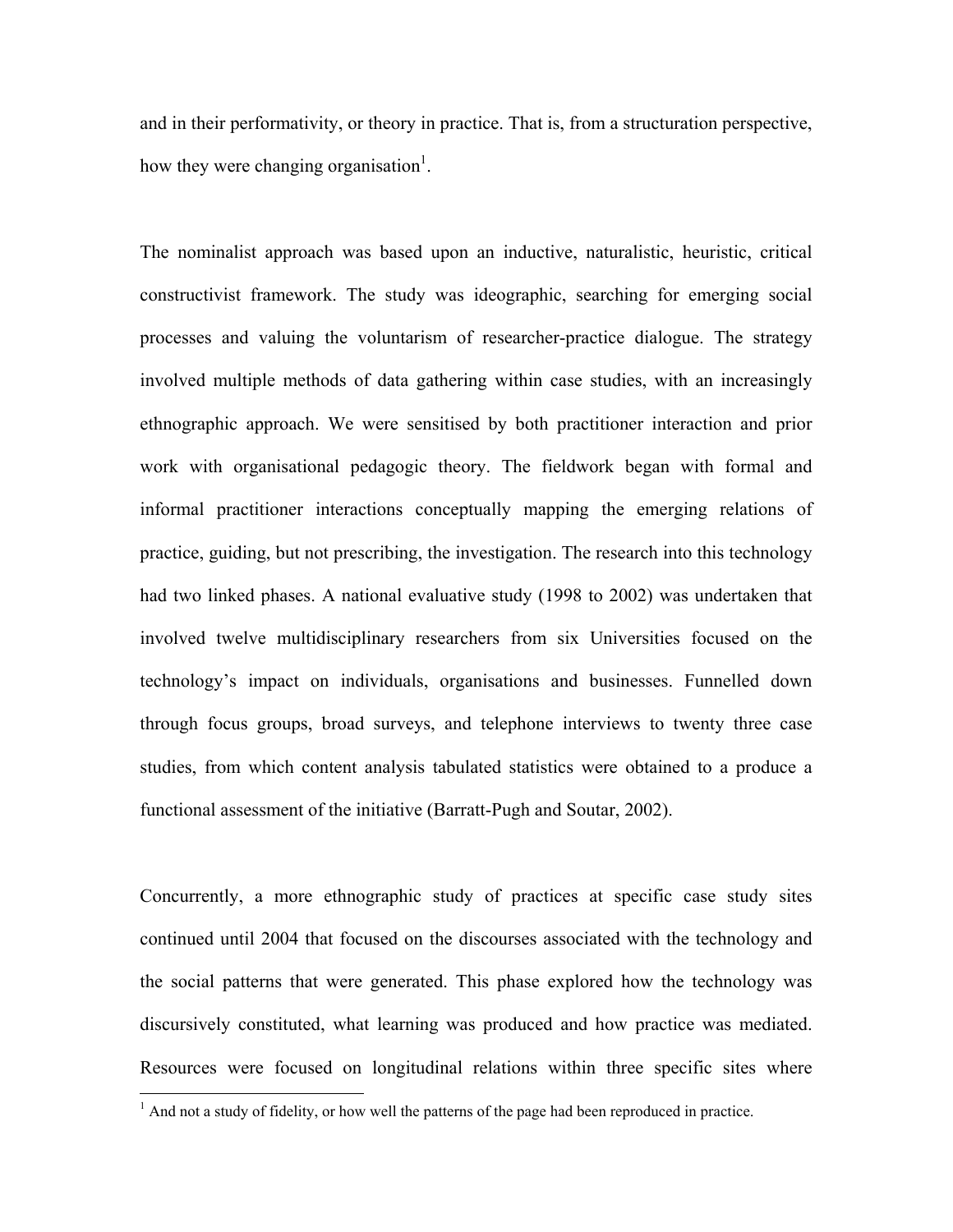and in their performativity, or theory in practice. That is, from a structuration perspective, how they were changing organisation[1].

The nominalist approach was based upon an inductive, naturalistic, heuristic, critical constructivist framework. The study was ideographic, searching for emerging social processes and valuing the voluntarism of researcher-practice dialogue. The strategy involved multiple methods of data gathering within case studies, with an increasingly ethnographic approach. We were sensitised by both practitioner interaction and prior work with organisational pedagogic theory. The fieldwork began with formal and informal practitioner interactions conceptually mapping the emerging relations of practice, guiding, but not prescribing, the investigation. The research into this technology had two linked phases. A national evaluative study (1998 to 2002) was undertaken that involved twelve multidisciplinary researchers from six Universities focused on the technology's impact on individuals, organisations and businesses. Funnelled down through focus groups, broad surveys, and telephone interviews to twenty three case studies, from which content analysis tabulated statistics were obtained to a produce a functional assessment of the initiative (Barratt-Pugh and Soutar, 2002).

Concurrently, a more ethnographic study of practices at specific case study sites continued until 2004 that focused on the discourses associated with the technology and the social patterns that were generated. This phase explored how the technology was discursively constituted, what learning was produced and how practice was mediated. Resources were focused on longitudinal relations within three specific sites where

[1] And not a study of fidelity, or how well the patterns of the page had been reproduced in practice.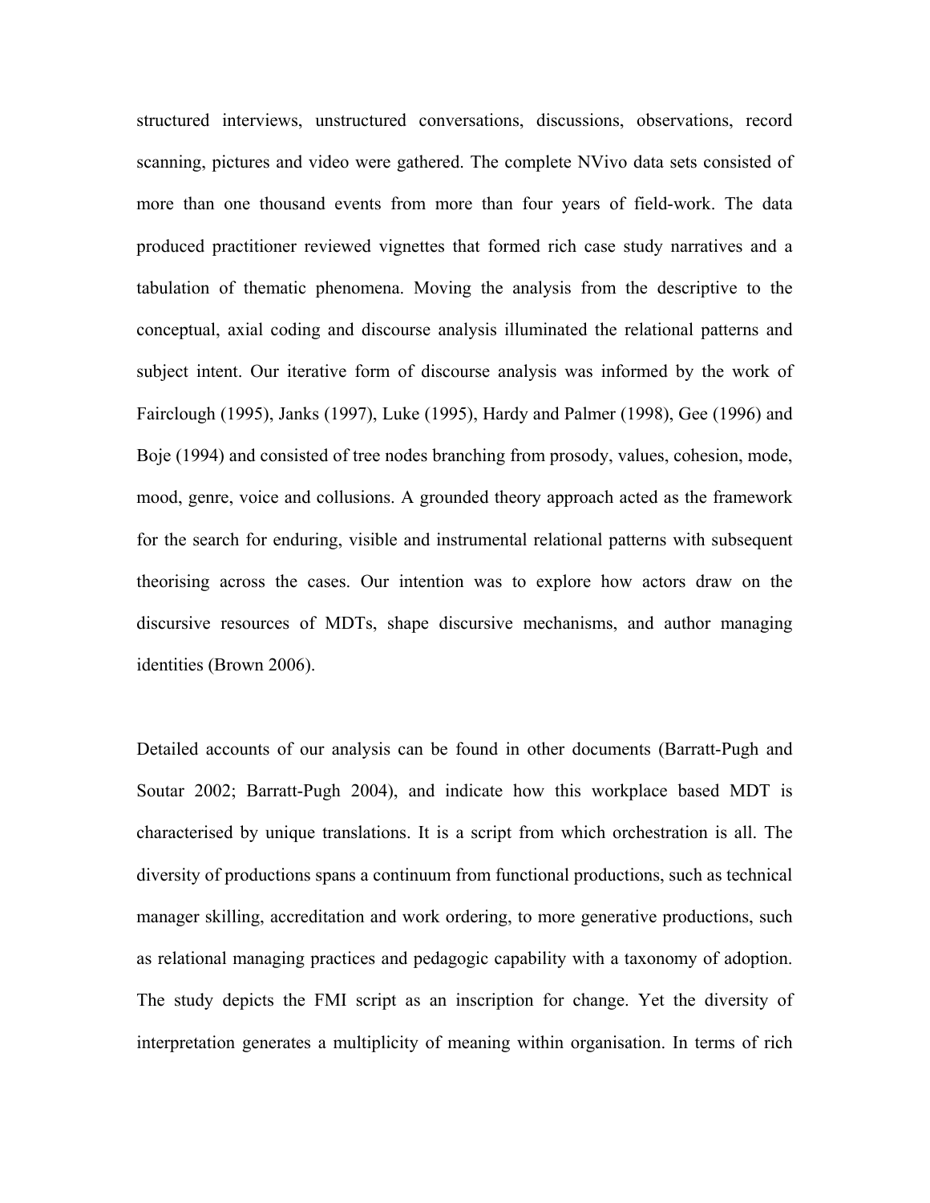structured interviews, unstructured conversations, discussions, observations, record scanning, pictures and video were gathered. The complete NVivo data sets consisted of more than one thousand events from more than four years of field-work. The data produced practitioner reviewed vignettes that formed rich case study narratives and a tabulation of thematic phenomena. Moving the analysis from the descriptive to the conceptual, axial coding and discourse analysis illuminated the relational patterns and subject intent. Our iterative form of discourse analysis was informed by the work of Fairclough (1995), Janks (1997), Luke (1995), Hardy and Palmer (1998), Gee (1996) and Boje (1994) and consisted of tree nodes branching from prosody, values, cohesion, mode, mood, genre, voice and collusions. A grounded theory approach acted as the framework for the search for enduring, visible and instrumental relational patterns with subsequent theorising across the cases. Our intention was to explore how actors draw on the discursive resources of MDTs, shape discursive mechanisms, and author managing identities (Brown 2006).

Detailed accounts of our analysis can be found in other documents (Barratt-Pugh and Soutar 2002; Barratt-Pugh 2004), and indicate how this workplace based MDT is characterised by unique translations. It is a script from which orchestration is all. The diversity of productions spans a continuum from functional productions, such as technical manager skilling, accreditation and work ordering, to more generative productions, such as relational managing practices and pedagogic capability with a taxonomy of adoption. The study depicts the FMI script as an inscription for change. Yet the diversity of interpretation generates a multiplicity of meaning within organisation. In terms of rich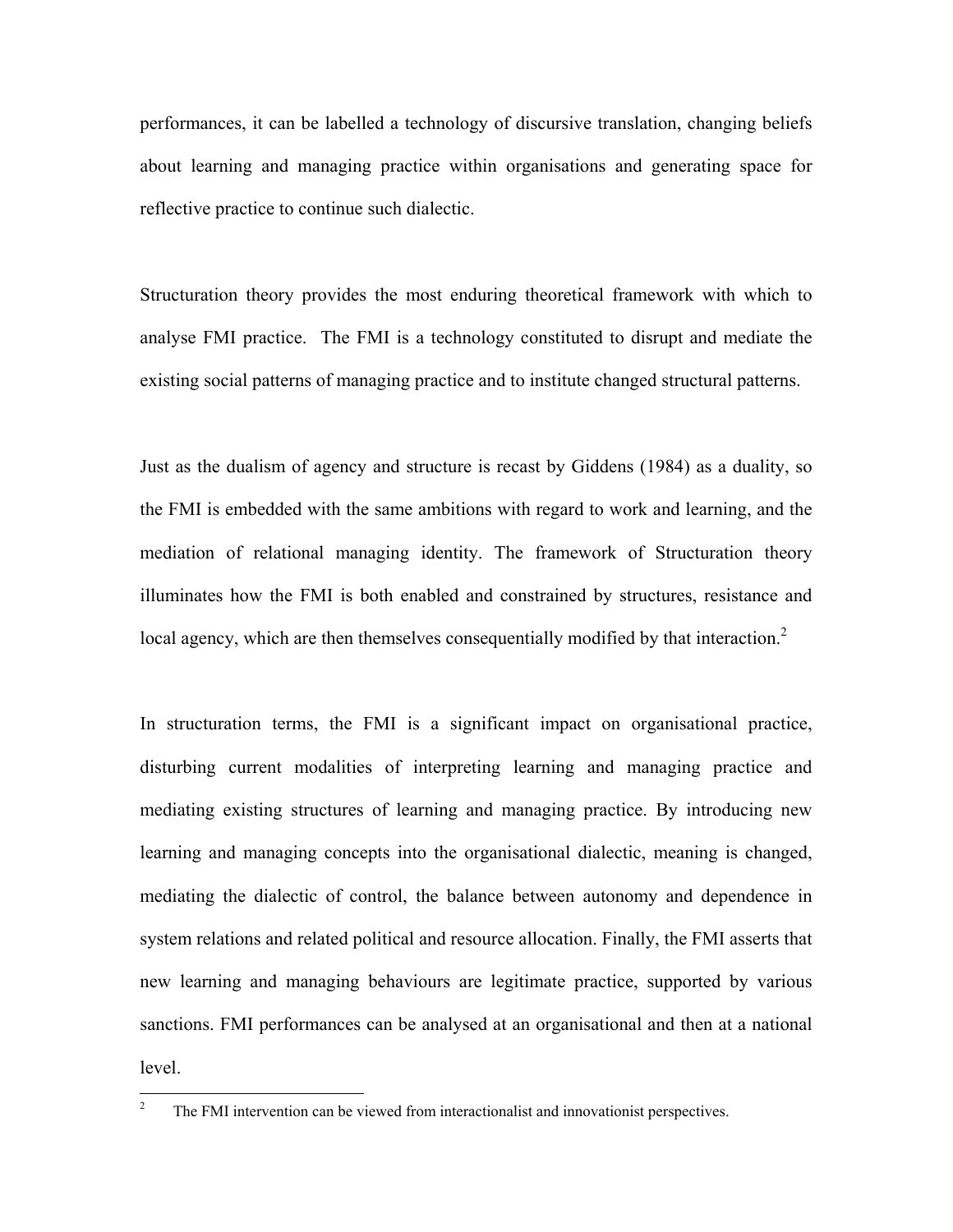performances, it can be labelled a technology of discursive translation, changing beliefs about learning and managing practice within organisations and generating space for reflective practice to continue such dialectic.

Structuration theory provides the most enduring theoretical framework with which to analyse FMI practice. The FMI is a technology constituted to disrupt and mediate the existing social patterns of managing practice and to institute changed structural patterns.

Just as the dualism of agency and structure is recast by Giddens (1984) as a duality, so the FMI is embedded with the same ambitions with regard to work and learning, and the mediation of relational managing identity. The framework of Structuration theory illuminates how the FMI is both enabled and constrained by structures, resistance and local agency, which are then themselves consequentially modified by that interaction.[2]

In structuration terms, the FMI is a significant impact on organisational practice, disturbing current modalities of interpreting learning and managing practice and mediating existing structures of learning and managing practice. By introducing new learning and managing concepts into the organisational dialectic, meaning is changed, mediating the dialectic of control, the balance between autonomy and dependence in system relations and related political and resource allocation. Finally, the FMI asserts that new learning and managing behaviours are legitimate practice, supported by various sanctions. FMI performances can be analysed at an organisational and then at a national level.

[2] The FMI intervention can be viewed from interactionalist and innovationist perspectives.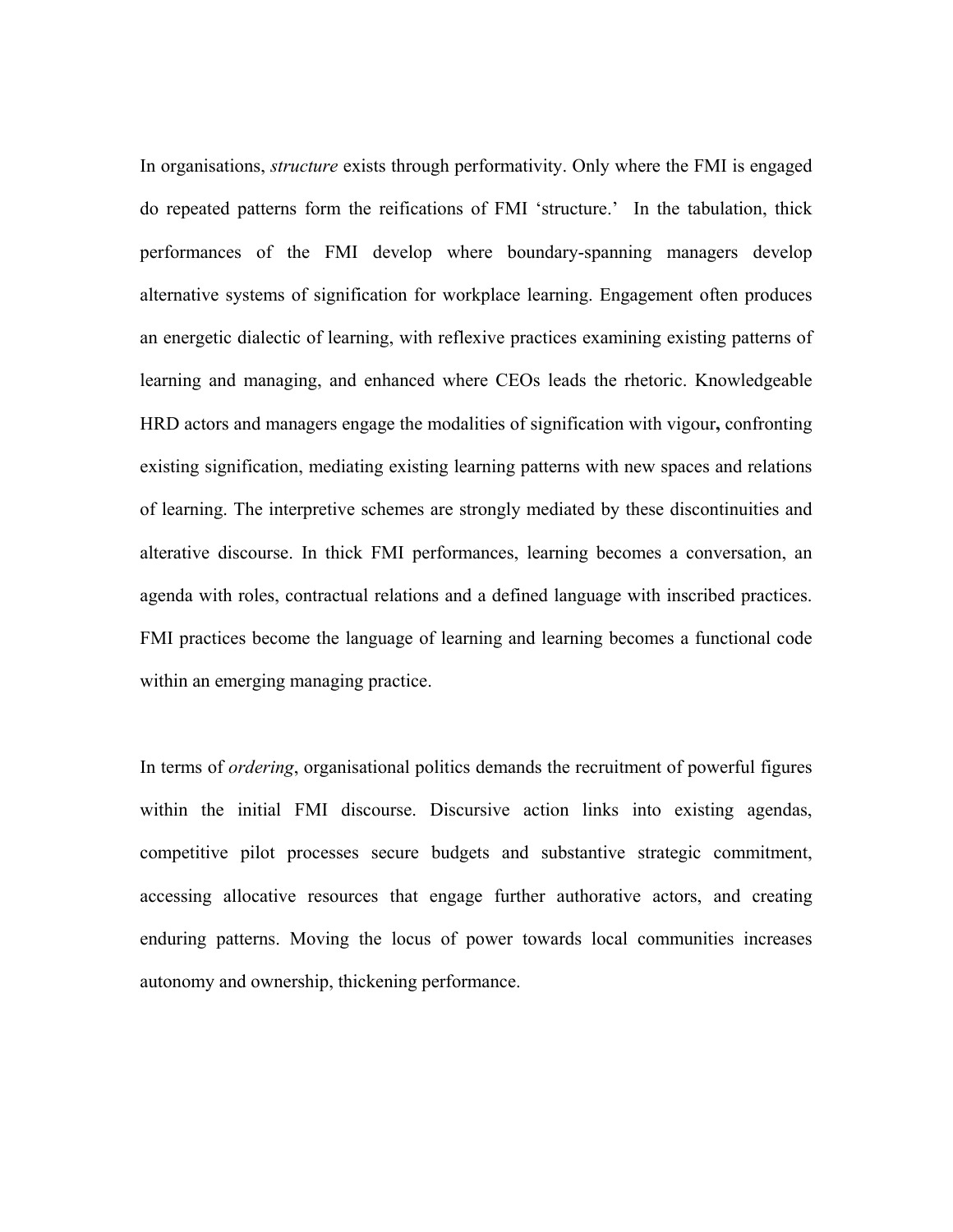In organisations, *structure* exists through performativity. Only where the FMI is engaged do repeated patterns form the reifications of FMI 'structure.' In the tabulation, thick performances of the FMI develop where boundary-spanning managers develop alternative systems of signification for workplace learning. Engagement often produces an energetic dialectic of learning, with reflexive practices examining existing patterns of learning and managing, and enhanced where CEOs leads the rhetoric. Knowledgeable HRD actors and managers engage the modalities of signification with vigour**,** confronting existing signification, mediating existing learning patterns with new spaces and relations of learning. The interpretive schemes are strongly mediated by these discontinuities and alterative discourse. In thick FMI performances, learning becomes a conversation, an agenda with roles, contractual relations and a defined language with inscribed practices. FMI practices become the language of learning and learning becomes a functional code within an emerging managing practice.

In terms of *ordering*, organisational politics demands the recruitment of powerful figures within the initial FMI discourse. Discursive action links into existing agendas, competitive pilot processes secure budgets and substantive strategic commitment, accessing allocative resources that engage further authorative actors, and creating enduring patterns. Moving the locus of power towards local communities increases autonomy and ownership, thickening performance.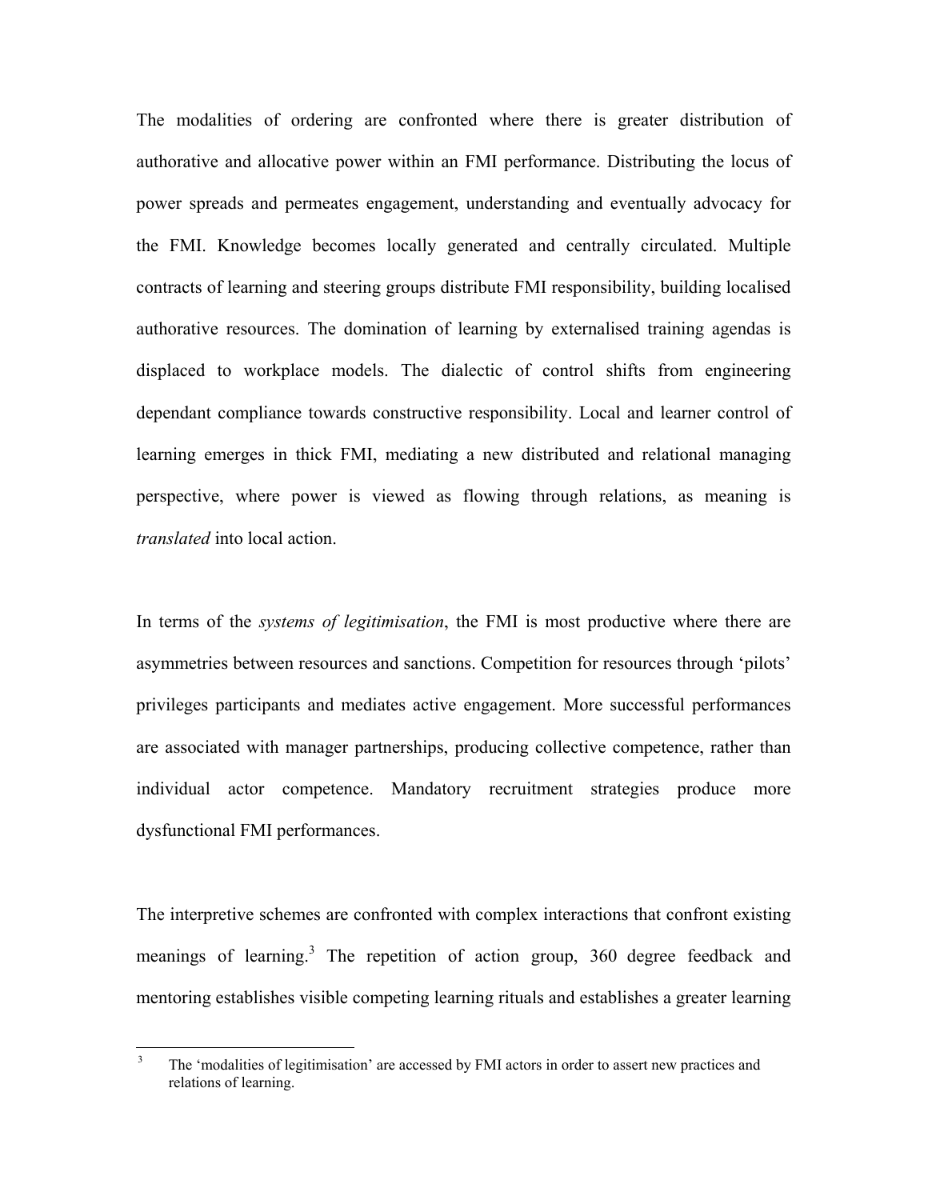The modalities of ordering are confronted where there is greater distribution of authorative and allocative power within an FMI performance. Distributing the locus of power spreads and permeates engagement, understanding and eventually advocacy for the FMI. Knowledge becomes locally generated and centrally circulated. Multiple contracts of learning and steering groups distribute FMI responsibility, building localised authorative resources. The domination of learning by externalised training agendas is displaced to workplace models. The dialectic of control shifts from engineering dependant compliance towards constructive responsibility. Local and learner control of learning emerges in thick FMI, mediating a new distributed and relational managing perspective, where power is viewed as flowing through relations, as meaning is *translated* into local action.

In terms of the *systems of legitimisation*, the FMI is most productive where there are asymmetries between resources and sanctions. Competition for resources through 'pilots' privileges participants and mediates active engagement. More successful performances are associated with manager partnerships, producing collective competence, rather than individual actor competence. Mandatory recruitment strategies produce more dysfunctional FMI performances.

The interpretive schemes are confronted with complex interactions that confront existing meanings of learning.[3] The repetition of action group, 360 degree feedback and mentoring establishes visible competing learning rituals and establishes a greater learning

[3] The 'modalities of legitimisation' are accessed by FMI actors in order to assert new practices and relations of learning.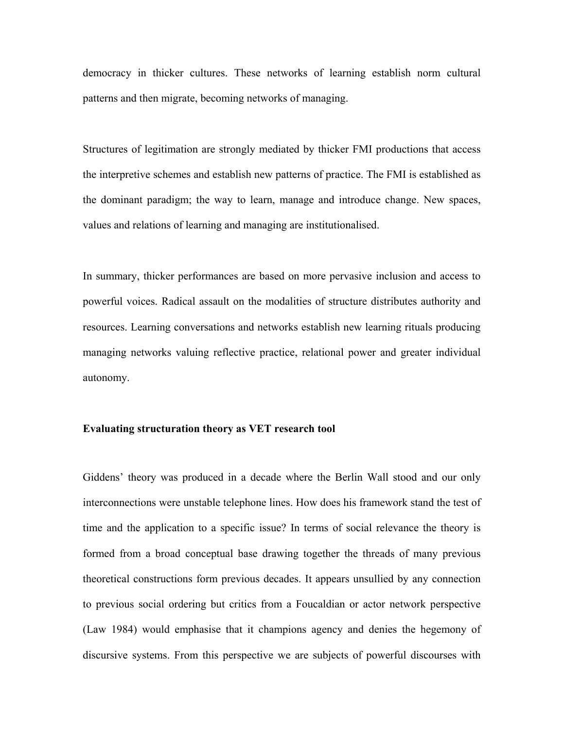democracy in thicker cultures. These networks of learning establish norm cultural patterns and then migrate, becoming networks of managing.

Structures of legitimation are strongly mediated by thicker FMI productions that access the interpretive schemes and establish new patterns of practice. The FMI is established as the dominant paradigm; the way to learn, manage and introduce change. New spaces, values and relations of learning and managing are institutionalised.

In summary, thicker performances are based on more pervasive inclusion and access to powerful voices. Radical assault on the modalities of structure distributes authority and resources. Learning conversations and networks establish new learning rituals producing managing networks valuing reflective practice, relational power and greater individual autonomy.

**Evaluating structuration theory as VET research tool**

Giddens' theory was produced in a decade where the Berlin Wall stood and our only interconnections were unstable telephone lines. How does his framework stand the test of time and the application to a specific issue? In terms of social relevance the theory is formed from a broad conceptual base drawing together the threads of many previous theoretical constructions form previous decades. It appears unsullied by any connection to previous social ordering but critics from a Foucaldian or actor network perspective (Law 1984) would emphasise that it champions agency and denies the hegemony of discursive systems. From this perspective we are subjects of powerful discourses with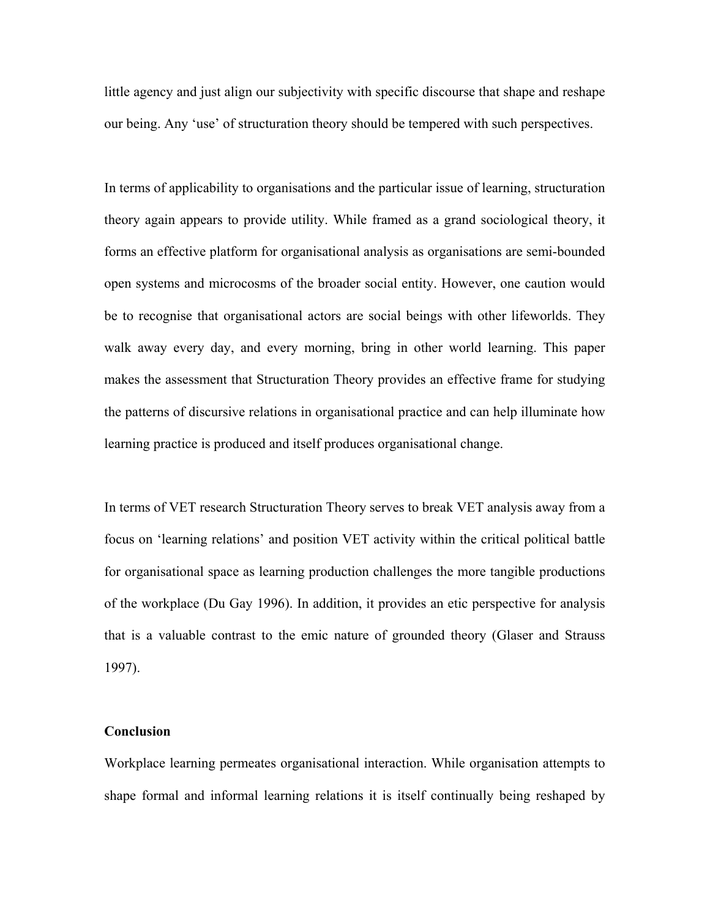little agency and just align our subjectivity with specific discourse that shape and reshape our being. Any 'use' of structuration theory should be tempered with such perspectives.

In terms of applicability to organisations and the particular issue of learning, structuration theory again appears to provide utility. While framed as a grand sociological theory, it forms an effective platform for organisational analysis as organisations are semi-bounded open systems and microcosms of the broader social entity. However, one caution would be to recognise that organisational actors are social beings with other lifeworlds. They walk away every day, and every morning, bring in other world learning. This paper makes the assessment that Structuration Theory provides an effective frame for studying the patterns of discursive relations in organisational practice and can help illuminate how learning practice is produced and itself produces organisational change.

In terms of VET research Structuration Theory serves to break VET analysis away from a focus on 'learning relations' and position VET activity within the critical political battle for organisational space as learning production challenges the more tangible productions of the workplace (Du Gay 1996). In addition, it provides an etic perspective for analysis that is a valuable contrast to the emic nature of grounded theory (Glaser and Strauss 1997).

## Conclusion

Workplace learning permeates organisational interaction. While organisation attempts to shape formal and informal learning relations it is itself continually being reshaped by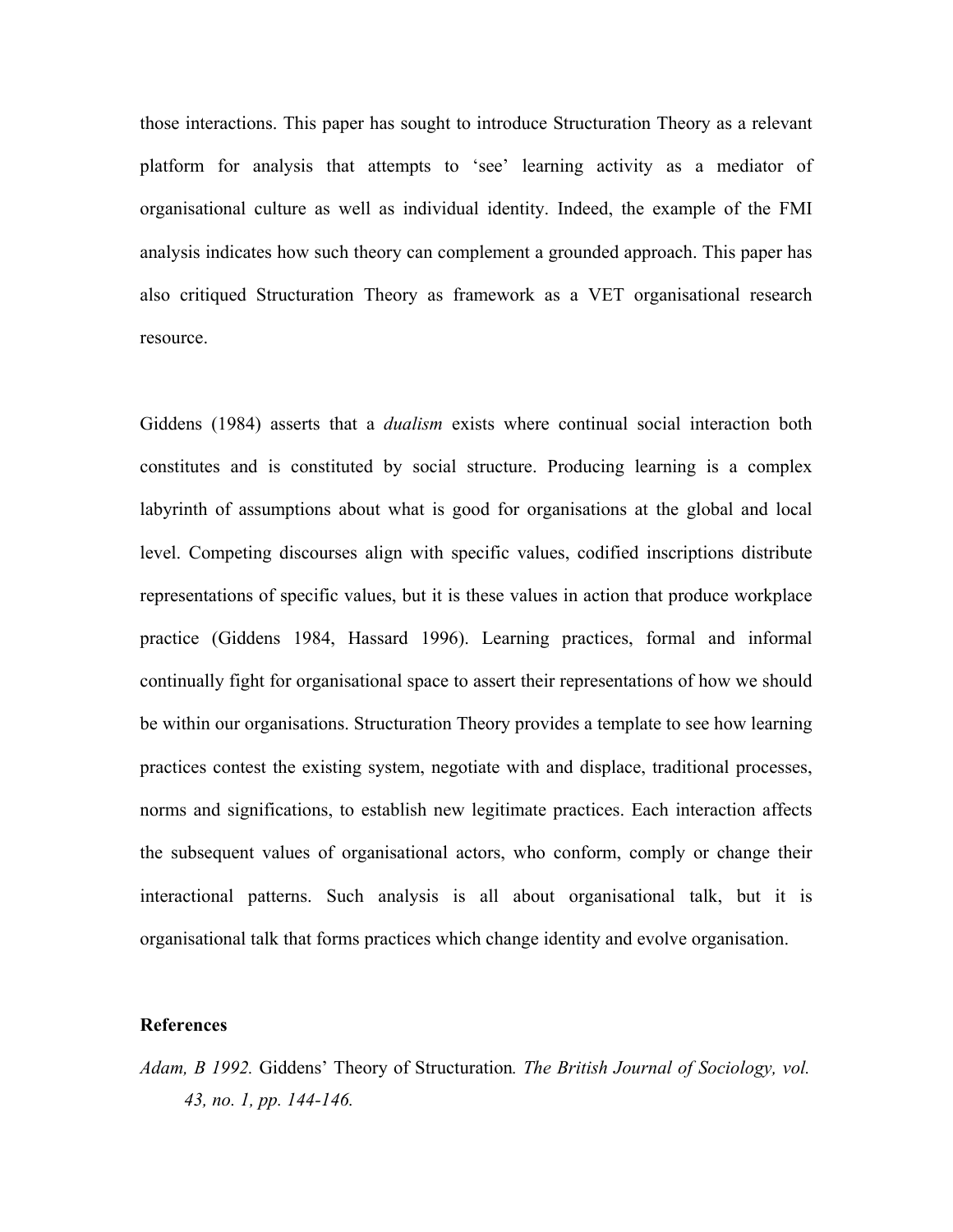those interactions. This paper has sought to introduce Structuration Theory as a relevant platform for analysis that attempts to 'see' learning activity as a mediator of organisational culture as well as individual identity. Indeed, the example of the FMI analysis indicates how such theory can complement a grounded approach. This paper has also critiqued Structuration Theory as framework as a VET organisational research resource.

Giddens (1984) asserts that a *dualism* exists where continual social interaction both constitutes and is constituted by social structure. Producing learning is a complex labyrinth of assumptions about what is good for organisations at the global and local level. Competing discourses align with specific values, codified inscriptions distribute representations of specific values, but it is these values in action that produce workplace practice (Giddens 1984, Hassard 1996). Learning practices, formal and informal continually fight for organisational space to assert their representations of how we should be within our organisations. Structuration Theory provides a template to see how learning practices contest the existing system, negotiate with and displace, traditional processes, norms and significations, to establish new legitimate practices. Each interaction affects the subsequent values of organisational actors, who conform, comply or change their interactional patterns. Such analysis is all about organisational talk, but it is organisational talk that forms practices which change identity and evolve organisation.

**References**

*Adam, B 1992.* Giddens' Theory of Structuration*. The British Journal of Sociology, vol. 43, no. 1, pp. 144-146.*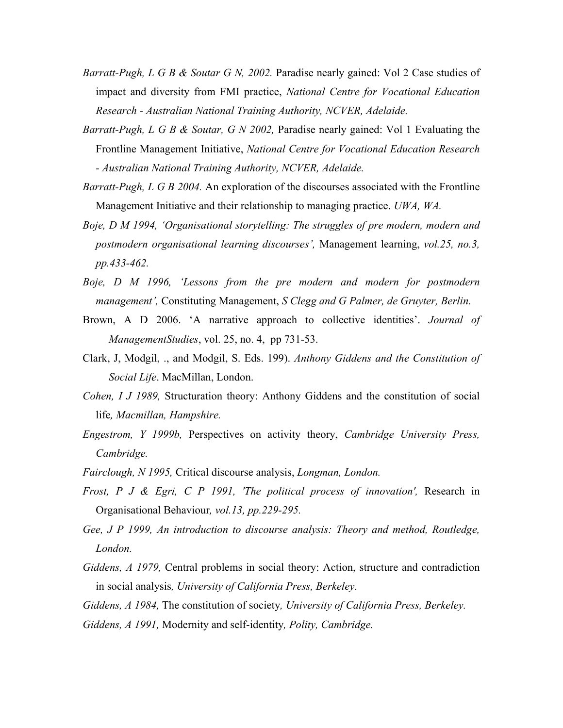*Barratt-Pugh, L G B & Soutar G N, 2002.* Paradise nearly gained: Vol 2 Case studies of impact and diversity from FMI practice, *National Centre for Vocational Education Research - Australian National Training Authority, NCVER, Adelaide.*

*Barratt-Pugh, L G B & Soutar, G N 2002,* Paradise nearly gained: Vol 1 Evaluating the Frontline Management Initiative, *National Centre for Vocational Education Research - Australian National Training Authority, NCVER, Adelaide.*

*Barratt-Pugh, L G B 2004.* An exploration of the discourses associated with the Frontline Management Initiative and their relationship to managing practice. *UWA, WA.*

*Boje, D M 1994, 'Organisational storytelling: The struggles of pre modern, modern and postmodern organisational learning discourses',* Management learning, *vol.25, no.3, pp.433-462.*

*Boje, D M 1996, 'Lessons from the pre modern and modern for postmodern management',* Constituting Management, *S Clegg and G Palmer, de Gruyter, Berlin.*

Brown, A D 2006. 'A narrative approach to collective identities'. *Journal of ManagementStudies*, vol. 25, no. 4, pp 731-53.

Clark, J, Modgil, ., and Modgil, S. Eds. 199). *Anthony Giddens and the Constitution of Social Life*. MacMillan, London.

*Cohen, I J 1989,* Structuration theory: Anthony Giddens and the constitution of social life*, Macmillan, Hampshire.*

*Engestrom, Y 1999b,* Perspectives on activity theory, *Cambridge University Press, Cambridge.*

*Fairclough, N 1995,* Critical discourse analysis, *Longman, London.*

*Frost, P J & Egri, C P 1991, 'The political process of innovation',* Research in Organisational Behaviour*, vol.13, pp.229-295.*

*Gee, J P 1999, An introduction to discourse analysis: Theory and method, Routledge, London.*

*Giddens, A 1979,* Central problems in social theory: Action, structure and contradiction in social analysis*, University of California Press, Berkeley.*

*Giddens, A 1984,* The constitution of society*, University of California Press, Berkeley.*

*Giddens, A 1991,* Modernity and self-identity*, Polity, Cambridge.*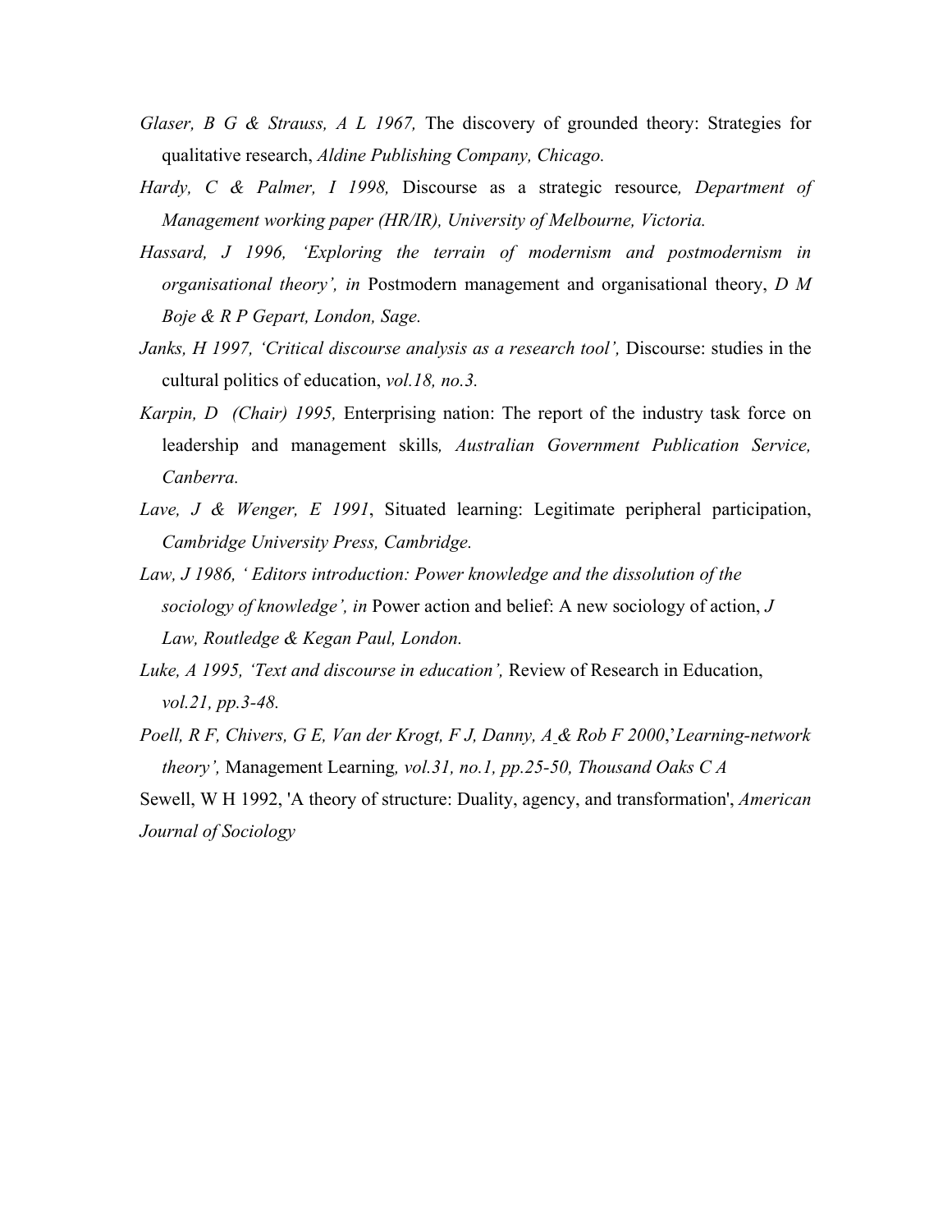*Glaser, B G & Strauss, A L 1967,* The discovery of grounded theory: Strategies for qualitative research, *Aldine Publishing Company, Chicago.*

*Hardy, C & Palmer, I 1998,* Discourse as a strategic resource*, Department of Management working paper (HR/IR), University of Melbourne, Victoria.*

*Hassard, J 1996, 'Exploring the terrain of modernism and postmodernism in organisational theory', in* Postmodern management and organisational theory, *D M Boje & R P Gepart, London, Sage.*

*Janks, H 1997, 'Critical discourse analysis as a research tool',* Discourse: studies in the cultural politics of education, *vol.18, no.3.*

*Karpin, D (Chair) 1995,* Enterprising nation: The report of the industry task force on leadership and management skills*, Australian Government Publication Service, Canberra.*

*Lave, J & Wenger, E 1991*, Situated learning: Legitimate peripheral participation, *Cambridge University Press, Cambridge.*

*Law, J 1986, ' Editors introduction: Power knowledge and the dissolution of the sociology of knowledge', in* Power action and belief: A new sociology of action, *J Law, Routledge & Kegan Paul, London.*

*Luke, A 1995, 'Text and discourse in education',* Review of Research in Education, *vol.21, pp.3-48.*

*Poell, R F, Chivers, G E, Van der Krogt, F J, Danny, A & Rob F 2000*,'*Learning-network theory',* Management Learning*, vol.31, no.1, pp.25-50, Thousand Oaks C A*

Sewell, W H 1992, 'A theory of structure: Duality, agency, and transformation', *American Journal of Sociology*